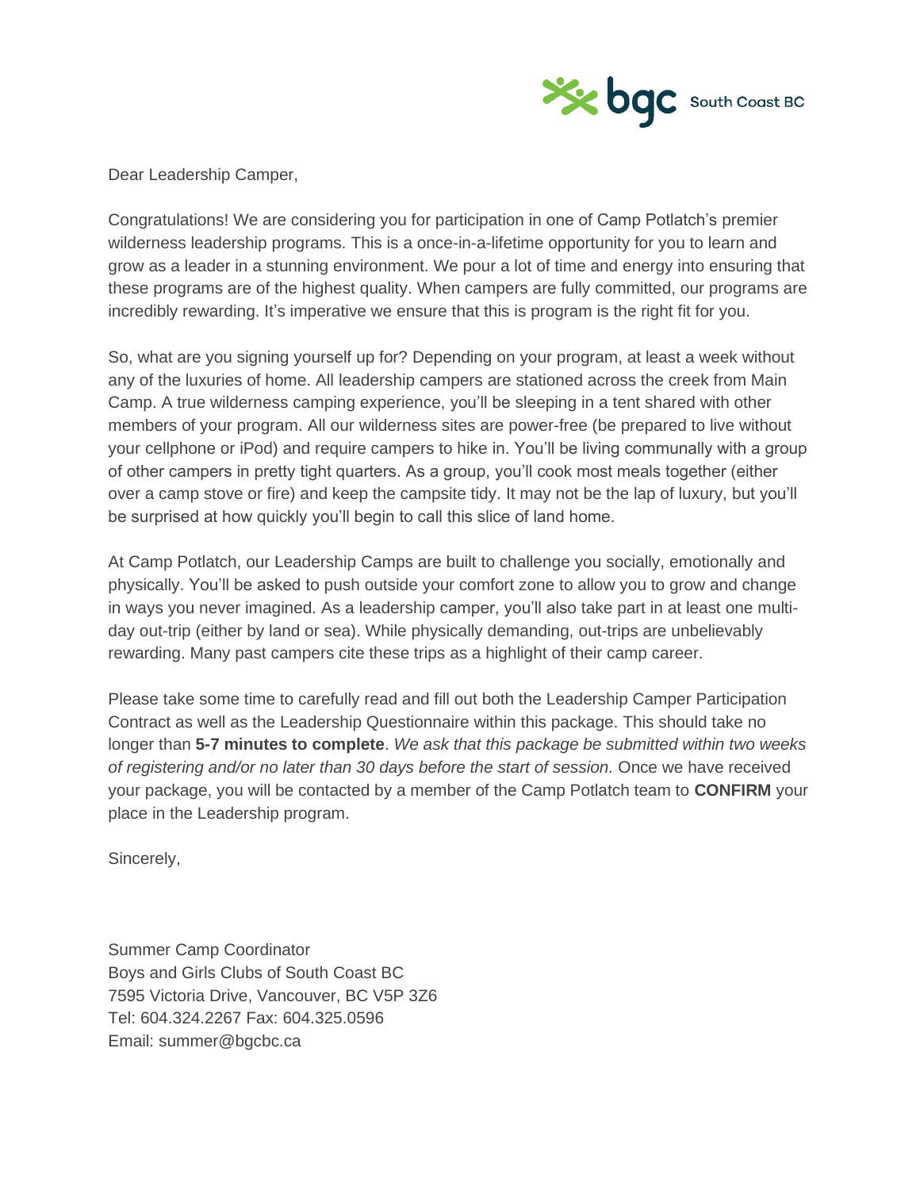bgc South Coast BC

Dear Leadership Camper,

Congratulations! We are considering you for participation in one of Camp Potlatch's premier wilderness leadership programs. This is a once-in-a-lifetime opportunity for you to learn and grow as a leader in a stunning environment. We pour a lot of time and energy into ensuring that these programs are of the highest quality. When campers are fully committed, our programs are incredibly rewarding. It's imperative we ensure that this is program is the right fit for you.

So, what are you signing yourself up for? Depending on your program, at least a week without any of the luxuries of home. All leadership campers are stationed across the creek from Main Camp. A true wilderness camping experience, you'll be sleeping in a tent shared with other members of your program. All our wilderness sites are power-free (be prepared to live without your cellphone or iPod) and require campers to hike in. You'll be living communally with a group of other campers in pretty tight quarters. As a group, you'll cook most meals together (either over a camp stove or fire) and keep the campsite tidy. It may not be the lap of luxury, but you'll be surprised at how quickly you'll begin to call this slice of land home.

At Camp Potlatch, our Leadership Camps are built to challenge you socially, emotionally and physically. You'll be asked to push outside your comfort zone to allow you to grow and change in ways you never imagined. As a leadership camper, you'll also take part in at least one multi-day out-trip (either by land or sea). While physically demanding, out-trips are unbelievably rewarding. Many past campers cite these trips as a highlight of their camp career.

Please take some time to carefully read and fill out both the Leadership Camper Participation Contract as well as the Leadership Questionnaire within this package. This should take no longer than **5-7 minutes to complete**. *We ask that this package be submitted within two weeks of registering and/or no later than 30 days before the start of session.* Once we have received your package, you will be contacted by a member of the Camp Potlatch team to **CONFIRM** your place in the Leadership program.

Sincerely,

Summer Camp Coordinator
Boys and Girls Clubs of South Coast BC
7595 Victoria Drive, Vancouver, BC V5P 3Z6
Tel: 604.324.2267 Fax: 604.325.0596
Email: summer@bgcbc.ca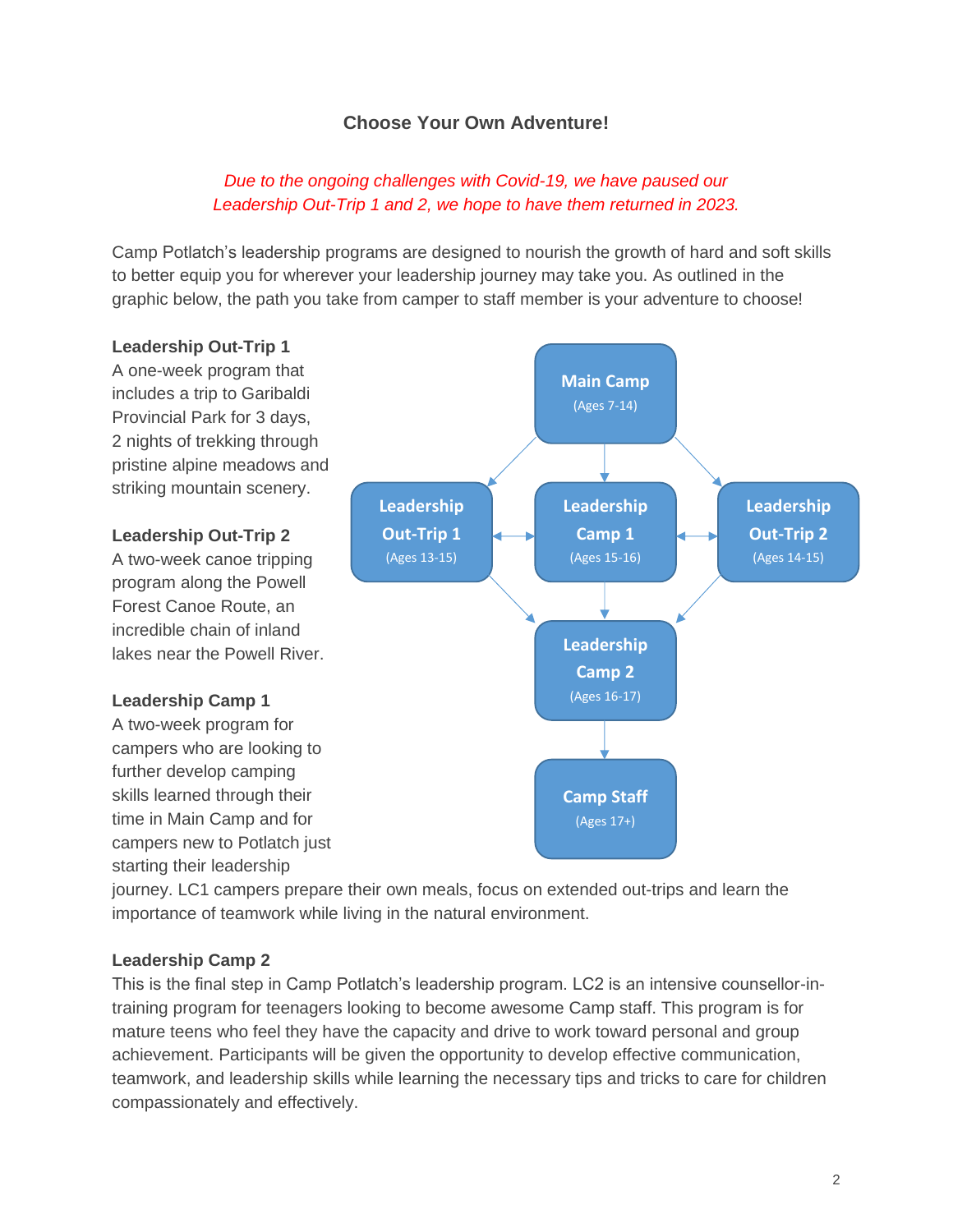## Choose Your Own Adventure!

*Due to the ongoing challenges with Covid-19, we have paused our Leadership Out-Trip 1 and 2, we hope to have them returned in 2023.*

Camp Potlatch's leadership programs are designed to nourish the growth of hard and soft skills to better equip you for wherever your leadership journey may take you. As outlined in the graphic below, the path you take from camper to staff member is your adventure to choose!

**Main Camp** (Ages 7-14)

**Leadership Out-Trip 1** (Ages 13-15)

**Leadership Camp 1** (Ages 15-16)

**Leadership Out-Trip 2** (Ages 14-15)

**Leadership Camp 2** (Ages 16-17)

**Camp Staff** (Ages 17+)

**Leadership Out-Trip 1**
A one-week program that includes a trip to Garibaldi Provincial Park for 3 days, 2 nights of trekking through pristine alpine meadows and striking mountain scenery.

**Leadership Out-Trip 2**
A two-week canoe tripping program along the Powell Forest Canoe Route, an incredible chain of inland lakes near the Powell River.

**Leadership Camp 1**
A two-week program for campers who are looking to further develop camping skills learned through their time in Main Camp and for campers new to Potlatch just starting their leadership journey. LC1 campers prepare their own meals, focus on extended out-trips and learn the importance of teamwork while living in the natural environment.

**Leadership Camp 2**
This is the final step in Camp Potlatch's leadership program. LC2 is an intensive counsellor-in-training program for teenagers looking to become awesome Camp staff. This program is for mature teens who feel they have the capacity and drive to work toward personal and group achievement. Participants will be given the opportunity to develop effective communication, teamwork, and leadership skills while learning the necessary tips and tricks to care for children compassionately and effectively.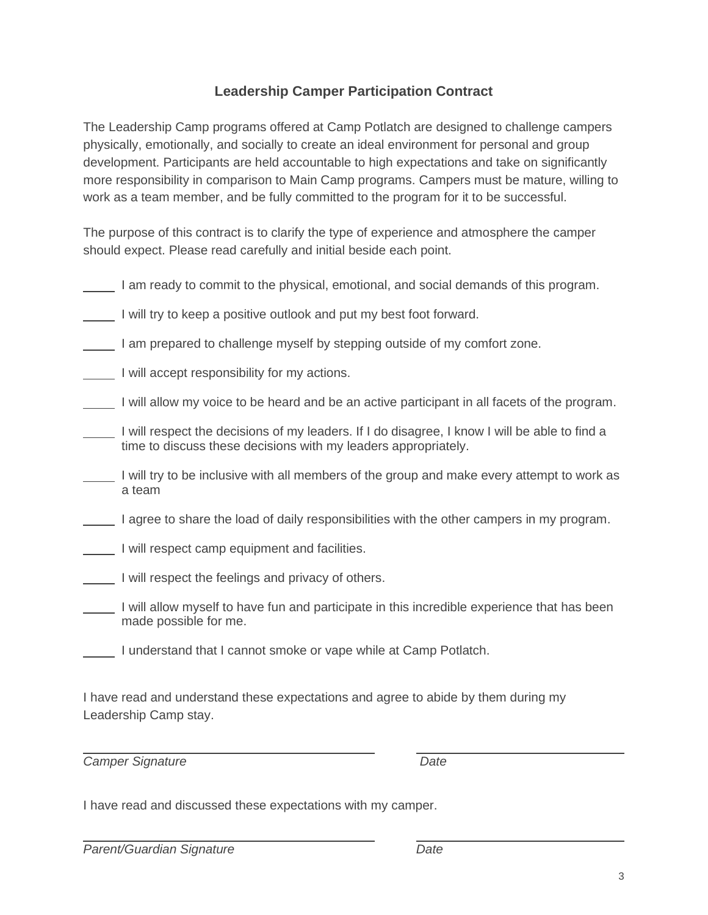## Leadership Camper Participation Contract

The Leadership Camp programs offered at Camp Potlatch are designed to challenge campers physically, emotionally, and socially to create an ideal environment for personal and group development. Participants are held accountable to high expectations and take on significantly more responsibility in comparison to Main Camp programs. Campers must be mature, willing to work as a team member, and be fully committed to the program for it to be successful.

The purpose of this contract is to clarify the type of experience and atmosphere the camper should expect. Please read carefully and initial beside each point.

_____ I am ready to commit to the physical, emotional, and social demands of this program.

_____ I will try to keep a positive outlook and put my best foot forward.

_____ I am prepared to challenge myself by stepping outside of my comfort zone.

_____ I will accept responsibility for my actions.

_____ I will allow my voice to be heard and be an active participant in all facets of the program.

_____ I will respect the decisions of my leaders. If I do disagree, I know I will be able to find a time to discuss these decisions with my leaders appropriately.

_____ I will try to be inclusive with all members of the group and make every attempt to work as a team

_____ I agree to share the load of daily responsibilities with the other campers in my program.

_____ I will respect camp equipment and facilities.

_____ I will respect the feelings and privacy of others.

_____ I will allow myself to have fun and participate in this incredible experience that has been made possible for me.

_____ I understand that I cannot smoke or vape while at Camp Potlatch.

I have read and understand these expectations and agree to abide by them during my Leadership Camp stay.

_________________________________ _____________________

*Camper Signature* *Date*

I have read and discussed these expectations with my camper.

_________________________________ _____________________

*Parent/Guardian Signature* *Date*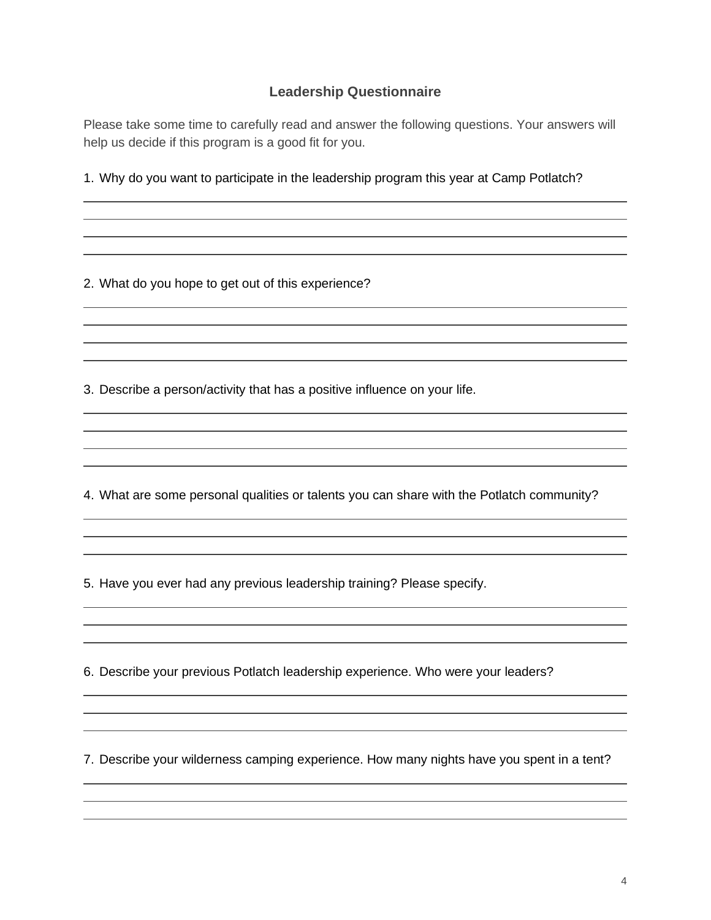## Leadership Questionnaire

Please take some time to carefully read and answer the following questions. Your answers will help us decide if this program is a good fit for you.

1. Why do you want to participate in the leadership program this year at Camp Potlatch?

2. What do you hope to get out of this experience?

3. Describe a person/activity that has a positive influence on your life.

4. What are some personal qualities or talents you can share with the Potlatch community?

5. Have you ever had any previous leadership training? Please specify.

6. Describe your previous Potlatch leadership experience. Who were your leaders?

7. Describe your wilderness camping experience. How many nights have you spent in a tent?